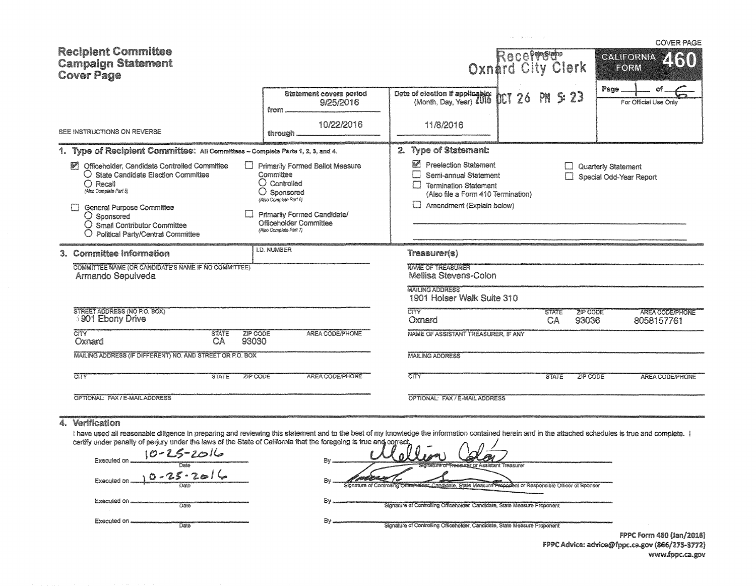COVER PAGE

# Recipient Committee Campaign Statement Cover Page

SEE INSTRUCTIONS ON REVERSE

Received
Oxnard City Clerk
Date Stamp
2016 OCT 26 PM 5:23

**CALIFORNIA FORM 460**

Page 1 of 6

For Official Use Only

| Statement covers period | Date of election if applicable: (Month, Day, Year) |
|---|---|
| from 9/25/2016 | 11/8/2016 |
| through 10/22/2016 | |

## 1. Type of Recipient Committee: All Committees – Complete Parts 1, 2, 3, and 4.

- [x] Officeholder, Candidate Controlled Committee
  - ○ State Candidate Election Committee
  - ○ Recall (Also Complete Part 5)
- [ ] General Purpose Committee
  - ○ Sponsored
  - ○ Small Contributor Committee
  - ○ Political Party/Central Committee
- [ ] Primarily Formed Ballot Measure Committee
  - ○ Controlled
  - ○ Sponsored (Also Complete Part 6)
- [ ] Primarily Formed Candidate/Officeholder Committee (Also Complete Part 7)

## 2. Type of Statement:

- [x] Preelection Statement
- [ ] Semi-annual Statement
- [ ] Termination Statement (Also file a Form 410 Termination)
- [ ] Amendment (Explain below)
- [ ] Quarterly Statement
- [ ] Special Odd-Year Report

## 3. Committee Information

I.D. NUMBER:

COMMITTEE NAME (OR CANDIDATE'S NAME IF NO COMMITTEE): Armando Sepulveda

STREET ADDRESS (NO P.O. BOX): 1901 Ebony Drive

CITY: Oxnard STATE: CA ZIP CODE: 93030 AREA CODE/PHONE:

MAILING ADDRESS (IF DIFFERENT) NO. AND STREET OR P.O. BOX:

CITY: STATE: ZIP CODE: AREA CODE/PHONE:

OPTIONAL: FAX / E-MAIL ADDRESS:

### Treasurer(s)

NAME OF TREASURER: Mellisa Stevens-Colon

MAILING ADDRESS: 1901 Holser Walk Suite 310

CITY: Oxnard STATE: CA ZIP CODE: 93036 AREA CODE/PHONE: 8058157761

NAME OF ASSISTANT TREASURER, IF ANY:

MAILING ADDRESS:

CITY: STATE: ZIP CODE: AREA CODE/PHONE:

OPTIONAL: FAX / E-MAIL ADDRESS:

## 4. Verification

I have used all reasonable diligence in preparing and reviewing this statement and to the best of my knowledge the information contained herein and in the attached schedules is true and complete. I certify under penalty of perjury under the laws of the State of California that the foregoing is true and correct.

Executed on 10-25-2016 (Date) By [signature] Signature of Treasurer or Assistant Treasurer

Executed on 10-25-2016 (Date) By [signature] Signature of Controlling Officeholder, Candidate, State Measure Proponent or Responsible Officer of Sponsor

Executed on ______ (Date) By ______ Signature of Controlling Officeholder, Candidate, State Measure Proponent

Executed on ______ (Date) By ______ Signature of Controlling Officeholder, Candidate, State Measure Proponent

FPPC Form 460 (Jan/2016)
FPPC Advice: advice@fppc.ca.gov (866/275-3772)
www.fppc.ca.gov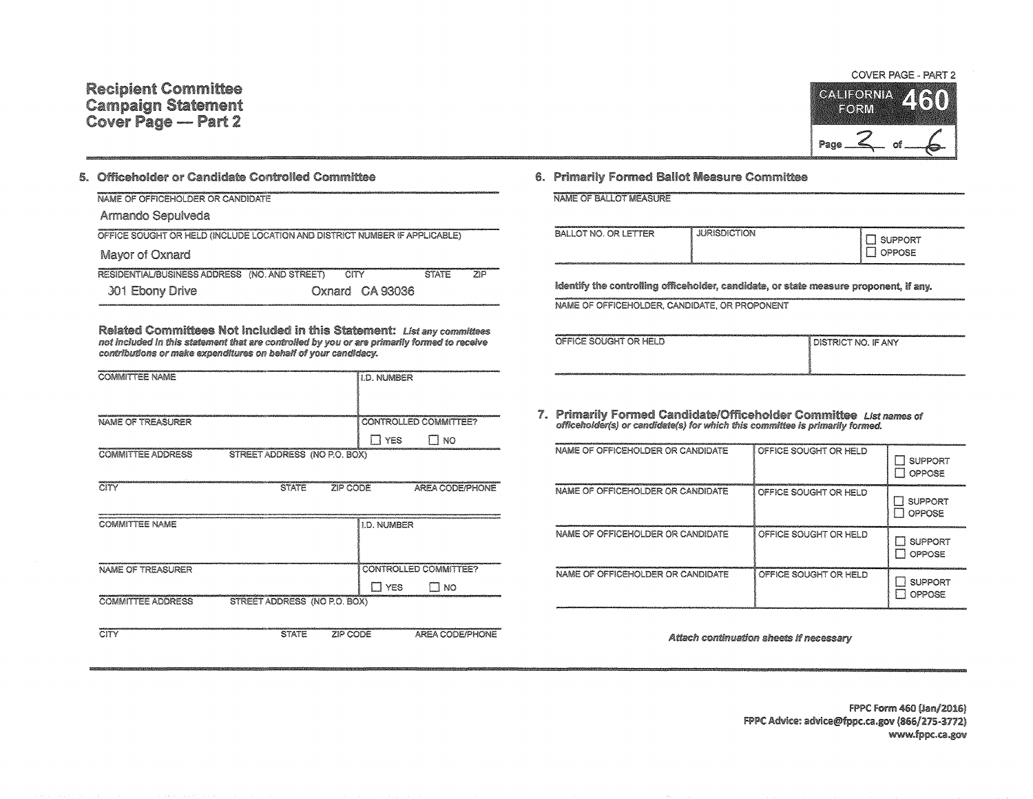# Recipient Committee Campaign Statement Cover Page — Part 2

COVER PAGE - PART 2

**CALIFORNIA FORM 460**

Page 2 of 6

## 5. Officeholder or Candidate Controlled Committee

NAME OF OFFICEHOLDER OR CANDIDATE

Armando Sepulveda

OFFICE SOUGHT OR HELD (INCLUDE LOCATION AND DISTRICT NUMBER IF APPLICABLE)

Mayor of Oxnard

| RESIDENTIAL/BUSINESS ADDRESS (NO. AND STREET) | CITY | STATE | ZIP |
|---|---|---|---|
| 301 Ebony Drive | Oxnard | CA | 93036 |

**Related Committees Not Included in this Statement:** *List any committees not included in this statement that are controlled by you or are primarily formed to receive contributions or make expenditures on behalf of your candidacy.*

| COMMITTEE NAME | | | I.D. NUMBER |
|---|---|---|---|
| | | | |
| NAME OF TREASURER | | | CONTROLLED COMMITTEE? ☐ YES ☐ NO |
| COMMITTEE ADDRESS | STREET ADDRESS (NO P.O. BOX) | | |
| CITY | STATE | ZIP CODE | AREA CODE/PHONE |

| COMMITTEE NAME | | | I.D. NUMBER |
|---|---|---|---|
| | | | |
| NAME OF TREASURER | | | CONTROLLED COMMITTEE? ☐ YES ☐ NO |
| COMMITTEE ADDRESS | STREET ADDRESS (NO P.O. BOX) | | |
| CITY | STATE | ZIP CODE | AREA CODE/PHONE |

## 6. Primarily Formed Ballot Measure Committee

NAME OF BALLOT MEASURE

| BALLOT NO. OR LETTER | JURISDICTION | ☐ SUPPORT ☐ OPPOSE |
|---|---|---|
| | | |

**Identify the controlling officeholder, candidate, or state measure proponent, if any.**

NAME OF OFFICEHOLDER, CANDIDATE, OR PROPONENT

| OFFICE SOUGHT OR HELD | DISTRICT NO. IF ANY |
|---|---|
| | |

## 7. Primarily Formed Candidate/Officeholder Committee

*List names of officeholder(s) or candidate(s) for which this committee is primarily formed.*

| NAME OF OFFICEHOLDER OR CANDIDATE | OFFICE SOUGHT OR HELD | ☐ SUPPORT ☐ OPPOSE |
|---|---|---|
| NAME OF OFFICEHOLDER OR CANDIDATE | OFFICE SOUGHT OR HELD | ☐ SUPPORT ☐ OPPOSE |
| NAME OF OFFICEHOLDER OR CANDIDATE | OFFICE SOUGHT OR HELD | ☐ SUPPORT ☐ OPPOSE |
| NAME OF OFFICEHOLDER OR CANDIDATE | OFFICE SOUGHT OR HELD | ☐ SUPPORT ☐ OPPOSE |

*Attach continuation sheets if necessary*

FPPC Form 460 (Jan/2016)
FPPC Advice: advice@fppc.ca.gov (866/275-3772)
www.fppc.ca.gov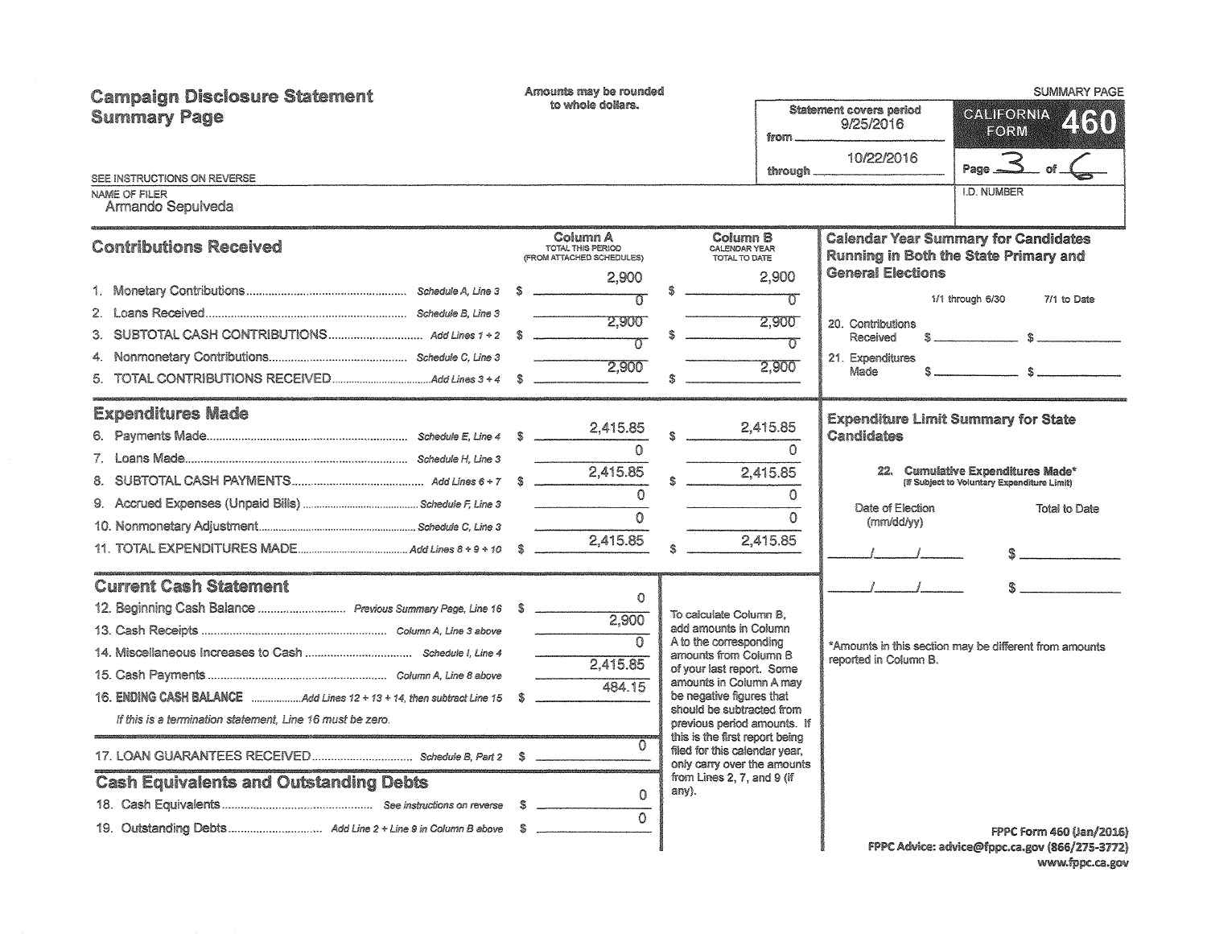# Campaign Disclosure Statement Summary Page

Amounts may be rounded to whole dollars.

SUMMARY PAGE

**CALIFORNIA FORM 460**

Statement covers period from 9/25/2016 through 10/22/2016

Page 3 of 6

SEE INSTRUCTIONS ON REVERSE

NAME OF FILER: Armando Sepulveda

I.D. NUMBER:

## Contributions Received

| | | Column A TOTAL THIS PERIOD (FROM ATTACHED SCHEDULES) | Column B CALENDAR YEAR TOTAL TO DATE |
|---|---|---|---|
| 1. Monetary Contributions | Schedule A, Line 3 | $ 2,900 | $ 2,900 |
| 2. Loans Received | Schedule B, Line 3 | 0 | 0 |
| 3. SUBTOTAL CASH CONTRIBUTIONS | Add Lines 1 + 2 | $ 2,900 | $ 2,900 |
| 4. Nonmonetary Contributions | Schedule C, Line 3 | 0 | 0 |
| 5. TOTAL CONTRIBUTIONS RECEIVED | Add Lines 3 + 4 | $ 2,900 | $ 2,900 |

## Expenditures Made

| | | Column A | Column B |
|---|---|---|---|
| 6. Payments Made | Schedule E, Line 4 | $ 2,415.85 | $ 2,415.85 |
| 7. Loans Made | Schedule H, Line 3 | 0 | 0 |
| 8. SUBTOTAL CASH PAYMENTS | Add Lines 6 + 7 | $ 2,415.85 | $ 2,415.85 |
| 9. Accrued Expenses (Unpaid Bills) | Schedule F, Line 3 | 0 | 0 |
| 10. Nonmonetary Adjustment | Schedule C, Line 3 | 0 | 0 |
| 11. TOTAL EXPENDITURES MADE | Add Lines 8 + 9 + 10 | $ 2,415.85 | $ 2,415.85 |

## Current Cash Statement

| | | |
|---|---|---|
| 12. Beginning Cash Balance | Previous Summary Page, Line 16 | $ 0 |
| 13. Cash Receipts | Column A, Line 3 above | 2,900 |
| 14. Miscellaneous Increases to Cash | Schedule I, Line 4 | 0 |
| 15. Cash Payments | Column A, Line 8 above | 2,415.85 |
| 16. **ENDING CASH BALANCE** | Add Lines 12 + 13 + 14, then subtract Line 15 | $ 484.15 |

*If this is a termination statement, Line 16 must be zero.*

| | | |
|---|---|---|
| 17. LOAN GUARANTEES RECEIVED | Schedule B, Part 2 | $ 0 |

To calculate Column B, add amounts in Column A to the corresponding amounts from Column B of your last report. Some amounts in Column A may be negative figures that should be subtracted from previous period amounts. If this is the first report being filed for this calendar year, only carry over the amounts from Lines 2, 7, and 9 (if any).

## Cash Equivalents and Outstanding Debts

| | | |
|---|---|---|
| 18. Cash Equivalents | See instructions on reverse | $ 0 |
| 19. Outstanding Debts | Add Line 2 + Line 9 in Column B above | $ 0 |

## Calendar Year Summary for Candidates Running in Both the State Primary and General Elections

| | 1/1 through 6/30 | 7/1 to Date |
|---|---|---|
| 20. Contributions Received | $ | $ |
| 21. Expenditures Made | $ | $ |

## Expenditure Limit Summary for State Candidates

**22. Cumulative Expenditures Made*** (If Subject to Voluntary Expenditure Limit)

| Date of Election (mm/dd/yy) | Total to Date |
|---|---|
| / / | $ |
| / / | $ |

*Amounts in this section may be different from amounts reported in Column B.

FPPC Form 460 (Jan/2016)
FPPC Advice: advice@fppc.ca.gov (866/275-3772)
www.fppc.ca.gov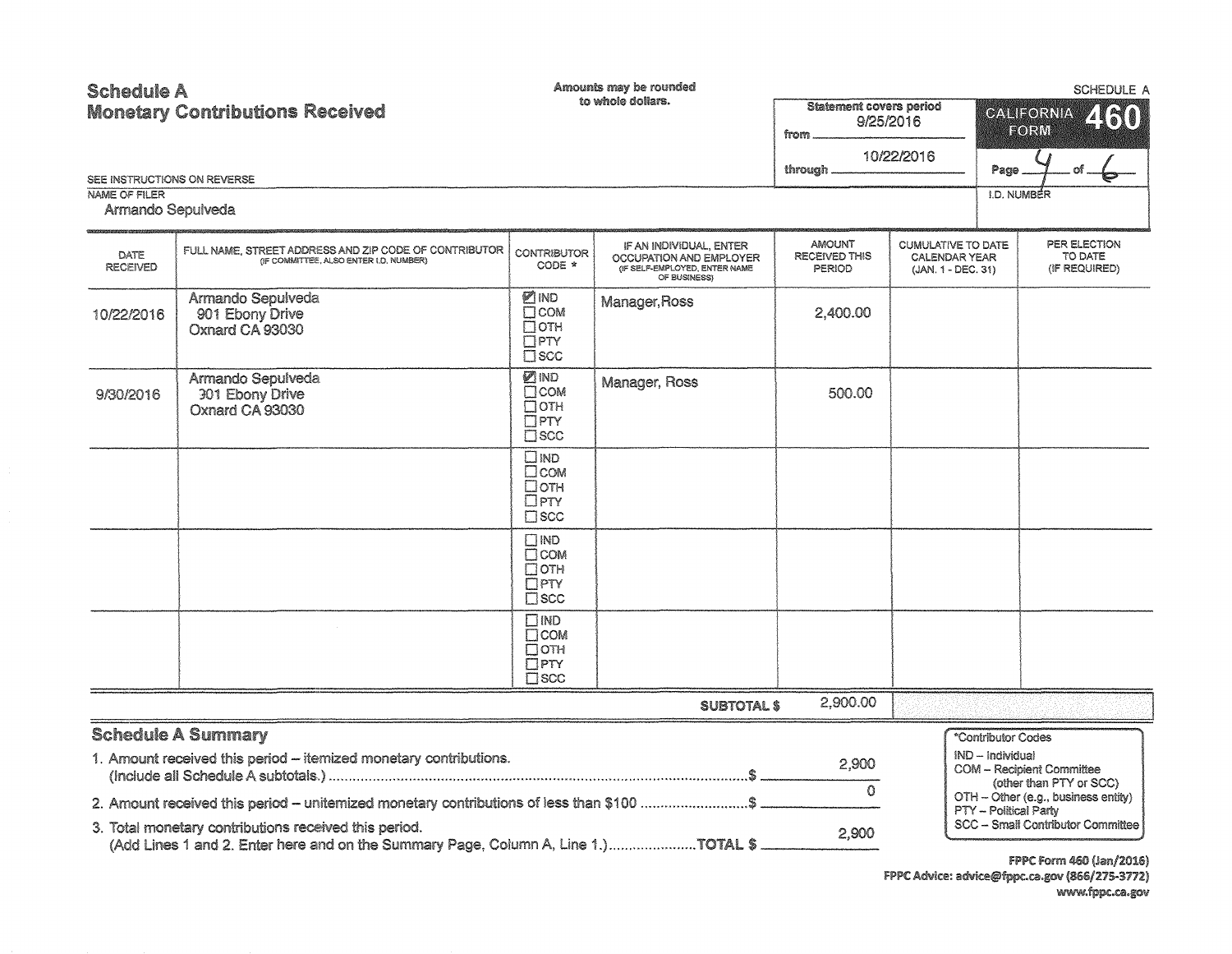# Schedule A
## Monetary Contributions Received

Amounts may be rounded to whole dollars.

SCHEDULE A

CALIFORNIA FORM **460**

Statement covers period from 9/25/2016 through 10/22/2016

Page 4 of 6

SEE INSTRUCTIONS ON REVERSE

NAME OF FILER: Armando Sepulveda

I.D. NUMBER:

| DATE RECEIVED | FULL NAME, STREET ADDRESS AND ZIP CODE OF CONTRIBUTOR (IF COMMITTEE, ALSO ENTER I.D. NUMBER) | CONTRIBUTOR CODE * | IF AN INDIVIDUAL, ENTER OCCUPATION AND EMPLOYER (IF SELF-EMPLOYED, ENTER NAME OF BUSINESS) | AMOUNT RECEIVED THIS PERIOD | CUMULATIVE TO DATE CALENDAR YEAR (JAN. 1 - DEC. 31) | PER ELECTION TO DATE (IF REQUIRED) |
|---|---|---|---|---|---|---|
| 10/22/2016 | Armando Sepulveda<br>901 Ebony Drive<br>Oxnard CA 93030 | ☑ IND ☐ COM ☐ OTH ☐ PTY ☐ SCC | Manager,Ross | 2,400.00 | | |
| 9/30/2016 | Armando Sepulveda<br>901 Ebony Drive<br>Oxnard CA 93030 | ☑ IND ☐ COM ☐ OTH ☐ PTY ☐ SCC | Manager, Ross | 500.00 | | |
| | | ☐ IND ☐ COM ☐ OTH ☐ PTY ☐ SCC | | | | |
| | | ☐ IND ☐ COM ☐ OTH ☐ PTY ☐ SCC | | | | |
| | | ☐ IND ☐ COM ☐ OTH ☐ PTY ☐ SCC | | | | |
| | | | **SUBTOTAL $** | 2,900.00 | | |

## Schedule A Summary

1. Amount received this period – itemized monetary contributions. (Include all Schedule A subtotals.) ........ $ 2,900
2. Amount received this period – unitemized monetary contributions of less than $100 ........ $ 0
3. Total monetary contributions received this period. (Add Lines 1 and 2. Enter here and on the Summary Page, Column A, Line 1.) ........ TOTAL $ 2,900

*Contributor Codes
- IND – Individual
- COM – Recipient Committee (other than PTY or SCC)
- OTH – Other (e.g., business entity)
- PTY – Political Party
- SCC – Small Contributor Committee

FPPC Form 460 (Jan/2016)
FPPC Advice: advice@fppc.ca.gov (866/275-3772)
www.fppc.ca.gov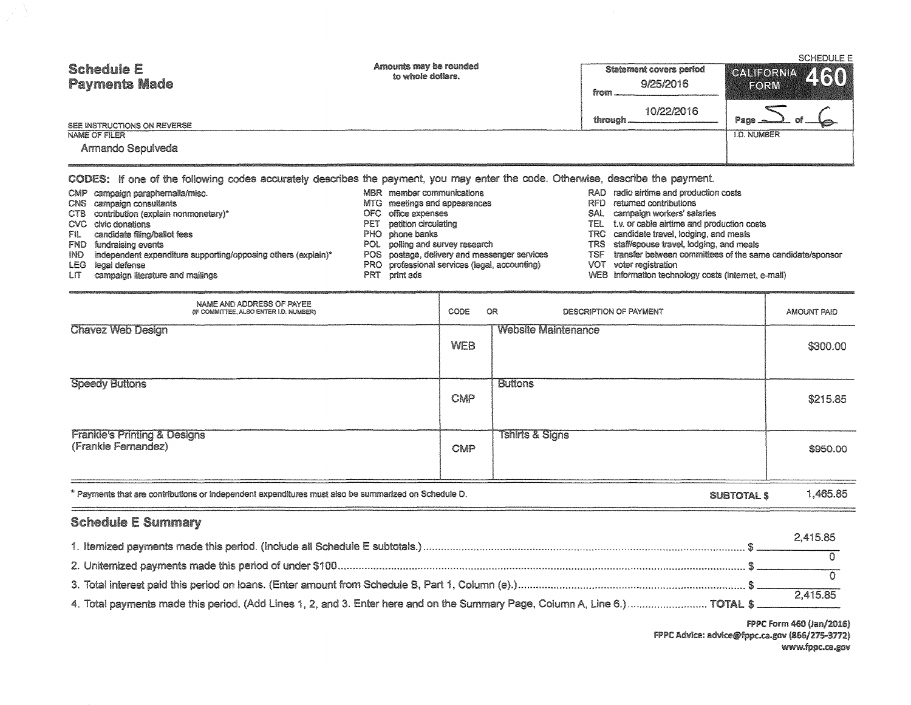SCHEDULE E

# Schedule E
## Payments Made

Amounts may be rounded to whole dollars.

| Statement covers period | |
|---|---|
| from | 9/25/2016 |
| through | 10/22/2016 |

**CALIFORNIA FORM 460**

Page 5 of 6

SEE INSTRUCTIONS ON REVERSE

NAME OF FILER: Armando Sepulveda

I.D. NUMBER:

**CODES:** If one of the following codes accurately describes the payment, you may enter the code. Otherwise, describe the payment.

- CMP campaign paraphernalia/misc.
- CNS campaign consultants
- CTB contribution (explain nonmonetary)*
- CVC civic donations
- FIL candidate filing/ballot fees
- FND fundraising events
- IND independent expenditure supporting/opposing others (explain)*
- LEG legal defense
- LIT campaign literature and mailings
- MBR member communications
- MTG meetings and appearances
- OFC office expenses
- PET petition circulating
- PHO phone banks
- POL polling and survey research
- POS postage, delivery and messenger services
- PRO professional services (legal, accounting)
- PRT print ads
- RAD radio airtime and production costs
- RFD returned contributions
- SAL campaign workers' salaries
- TEL t.v. or cable airtime and production costs
- TRC candidate travel, lodging, and meals
- TRS staff/spouse travel, lodging, and meals
- TSF transfer between committees of the same candidate/sponsor
- VOT voter registration
- WEB information technology costs (internet, e-mail)

| NAME AND ADDRESS OF PAYEE (IF COMMITTEE, ALSO ENTER I.D. NUMBER) | CODE | OR DESCRIPTION OF PAYMENT | AMOUNT PAID |
|---|---|---|---|
| Chavez Web Design | WEB | Website Maintenance | $300.00 |
| Speedy Buttons | CMP | Buttons | $215.85 |
| Frankie's Printing & Designs (Frankie Fernandez) | CMP | Tshirts & Signs | $950.00 |

\* Payments that are contributions or independent expenditures must also be summarized on Schedule D.

**SUBTOTAL $** 1,465.85

## Schedule E Summary

1. Itemized payments made this period. (Include all Schedule E subtotals.) $ 2,415.85
2. Unitemized payments made this period of under $100 $ 0
3. Total interest paid this period on loans. (Enter amount from Schedule B, Part 1, Column (e).) $ 0
4. Total payments made this period. (Add Lines 1, 2, and 3. Enter here and on the Summary Page, Column A, Line 6.) **TOTAL $** 2,415.85

FPPC Form 460 (Jan/2016)
FPPC Advice: advice@fppc.ca.gov (866/275-3772)
www.fppc.ca.gov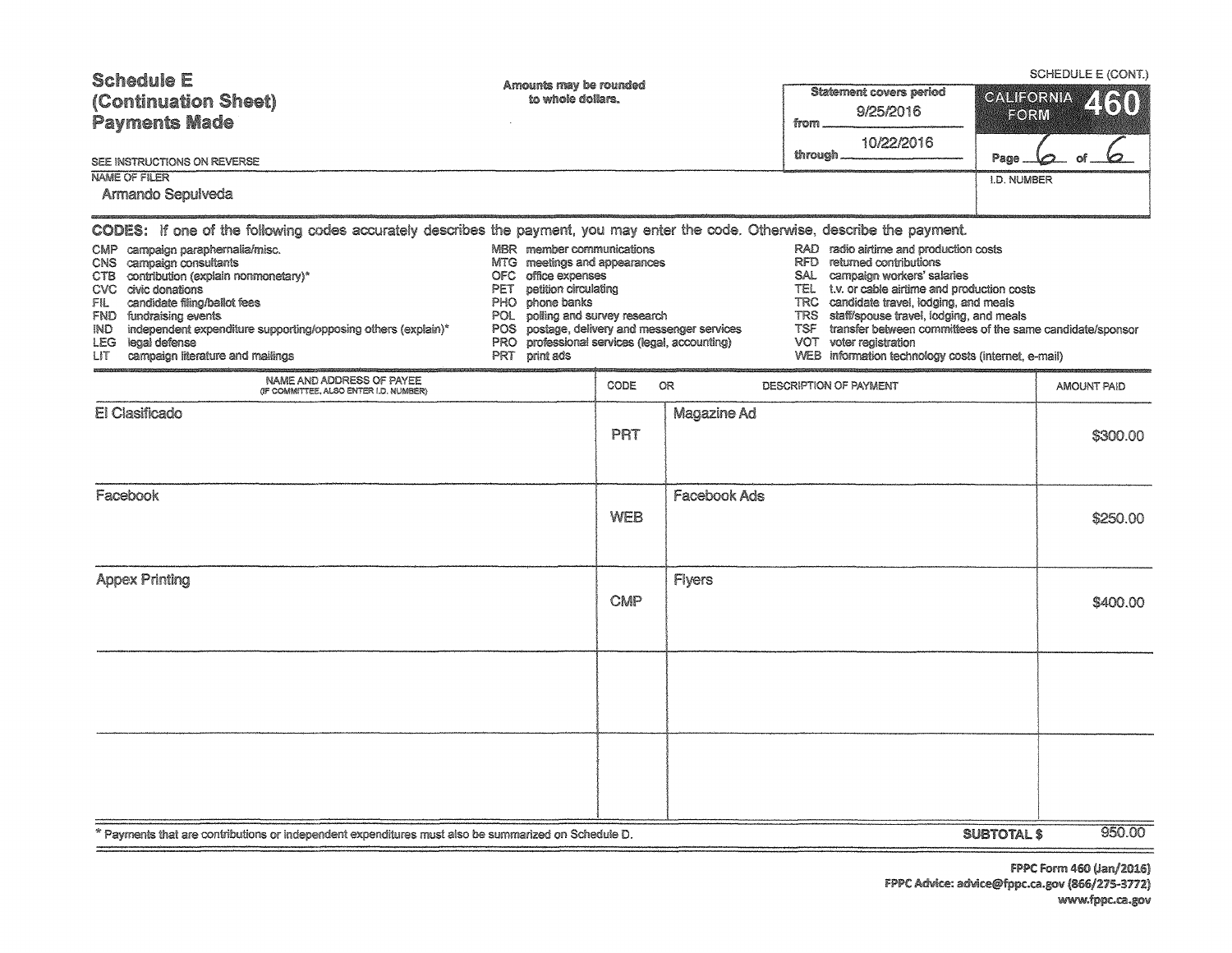# Schedule E (Continuation Sheet) Payments Made

SCHEDULE E (CONT.)

Amounts may be rounded to whole dollars.

Statement covers period from 9/25/2016 through 10/22/2016

CALIFORNIA FORM **460**

Page 6 of 6

SEE INSTRUCTIONS ON REVERSE

NAME OF FILER: Armando Sepulveda

I.D. NUMBER

**CODES:** If one of the following codes accurately describes the payment, you may enter the code. Otherwise, describe the payment.

- CMP campaign paraphernalia/misc.
- CNS campaign consultants
- CTB contribution (explain nonmonetary)*
- CVC civic donations
- FIL candidate filing/ballot fees
- FND fundraising events
- IND independent expenditure supporting/opposing others (explain)*
- LEG legal defense
- LIT campaign literature and mailings
- MBR member communications
- MTG meetings and appearances
- OFC office expenses
- PET petition circulating
- PHO phone banks
- POL polling and survey research
- POS postage, delivery and messenger services
- PRO professional services (legal, accounting)
- PRT print ads
- RAD radio airtime and production costs
- RFD returned contributions
- SAL campaign workers' salaries
- TEL t.v. or cable airtime and production costs
- TRC candidate travel, lodging, and meals
- TRS staff/spouse travel, lodging, and meals
- TSF transfer between committees of the same candidate/sponsor
- VOT voter registration
- WEB information technology costs (internet, e-mail)

| NAME AND ADDRESS OF PAYEE (IF COMMITTEE, ALSO ENTER I.D. NUMBER) | CODE | OR DESCRIPTION OF PAYMENT | AMOUNT PAID |
|---|---|---|---|
| El Clasificado | PRT | Magazine Ad | $300.00 |
| Facebook | WEB | Facebook Ads | $250.00 |
| Appex Printing | CMP | Flyers | $400.00 |
| | | | |
| | | | |

\* Payments that are contributions or independent expenditures must also be summarized on Schedule D.

**SUBTOTAL $** 950.00

FPPC Form 460 (Jan/2016)
FPPC Advice: advice@fppc.ca.gov (866/275-3772)
www.fppc.ca.gov